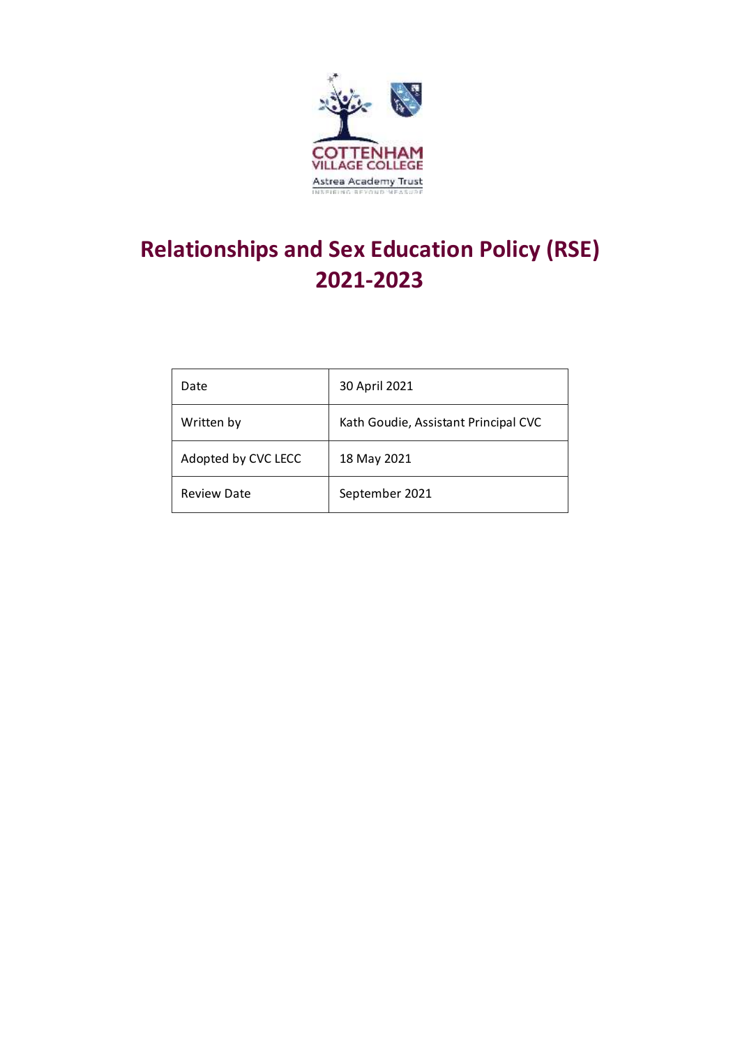COTTENHAM VILLAGE COLLEGE

Astrea Academy Trust

INSPIRING BEYOND MEASURE

# Relationships and Sex Education Policy (RSE) 2021-2023

| Date | 30 April 2021 |
|---|---|
| Written by | Kath Goudie, Assistant Principal CVC |
| Adopted by CVC LECC | 18 May 2021 |
| Review Date | September 2021 |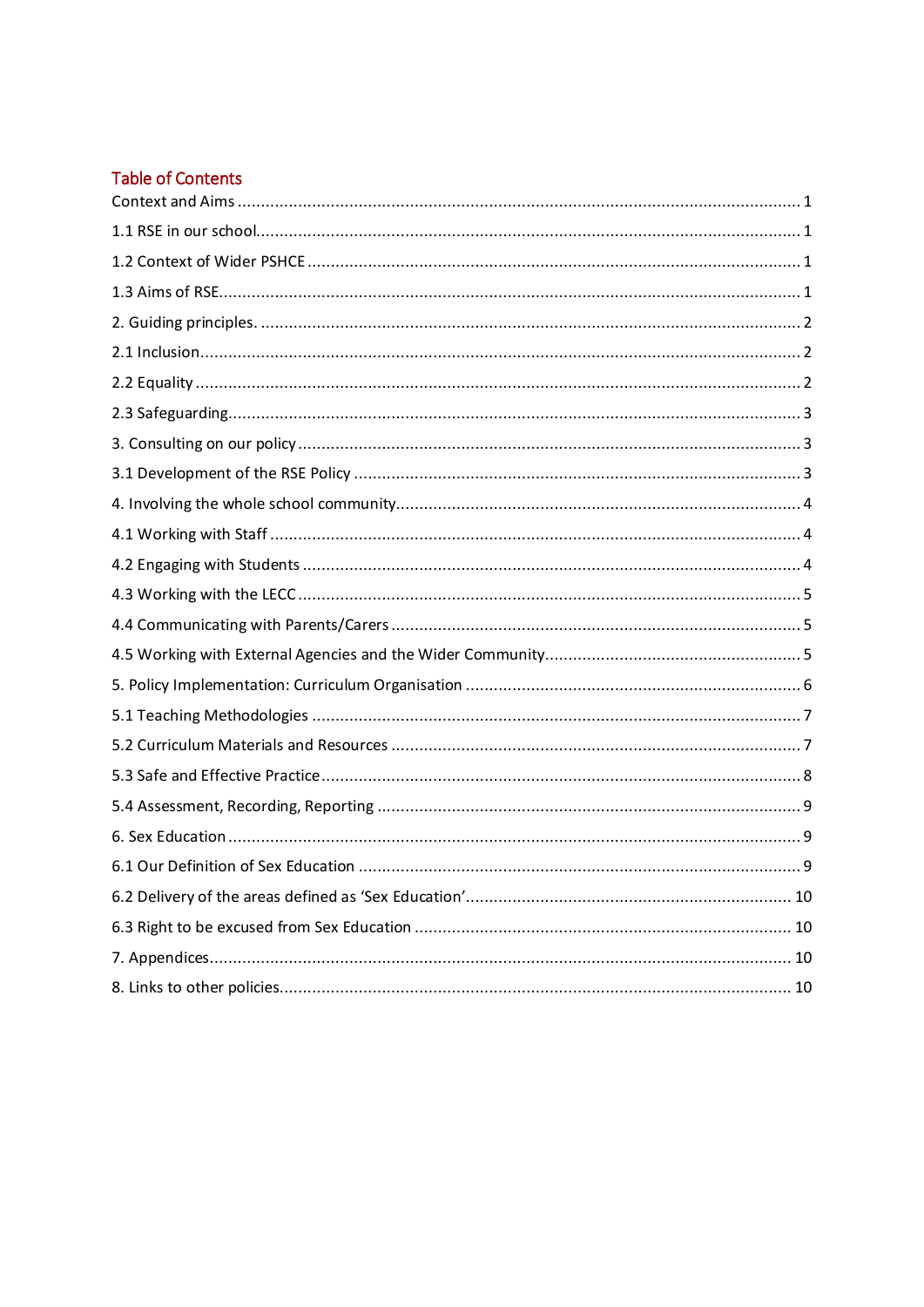## Table of Contents

Context and Aims ........ 1

1.1 RSE in our school........ 1

1.2 Context of Wider PSHCE ........ 1

1.3 Aims of RSE........ 1

2. Guiding principles. ........ 2

2.1 Inclusion........ 2

2.2 Equality ........ 2

2.3 Safeguarding........ 3

3. Consulting on our policy ........ 3

3.1 Development of the RSE Policy ........ 3

4. Involving the whole school community........ 4

4.1 Working with Staff ........ 4

4.2 Engaging with Students ........ 4

4.3 Working with the LECC ........ 5

4.4 Communicating with Parents/Carers ........ 5

4.5 Working with External Agencies and the Wider Community........ 5

5. Policy Implementation: Curriculum Organisation ........ 6

5.1 Teaching Methodologies ........ 7

5.2 Curriculum Materials and Resources ........ 7

5.3 Safe and Effective Practice........ 8

5.4 Assessment, Recording, Reporting ........ 9

6. Sex Education ........ 9

6.1 Our Definition of Sex Education ........ 9

6.2 Delivery of the areas defined as 'Sex Education'........ 10

6.3 Right to be excused from Sex Education ........ 10

7. Appendices........ 10

8. Links to other policies........ 10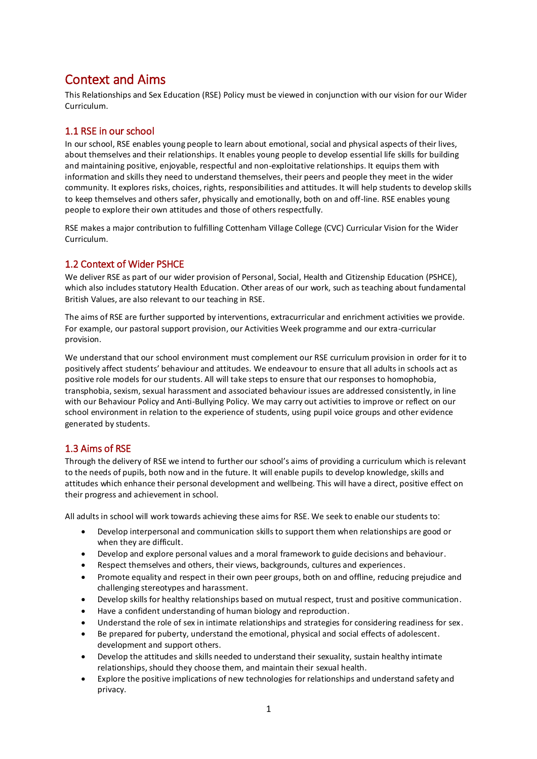# Context and Aims

This Relationships and Sex Education (RSE) Policy must be viewed in conjunction with our vision for our Wider Curriculum.

## 1.1 RSE in our school

In our school, RSE enables young people to learn about emotional, social and physical aspects of their lives, about themselves and their relationships. It enables young people to develop essential life skills for building and maintaining positive, enjoyable, respectful and non-exploitative relationships. It equips them with information and skills they need to understand themselves, their peers and people they meet in the wider community. It explores risks, choices, rights, responsibilities and attitudes. It will help students to develop skills to keep themselves and others safer, physically and emotionally, both on and off-line. RSE enables young people to explore their own attitudes and those of others respectfully.

RSE makes a major contribution to fulfilling Cottenham Village College (CVC) Curricular Vision for the Wider Curriculum.

## 1.2 Context of Wider PSHCE

We deliver RSE as part of our wider provision of Personal, Social, Health and Citizenship Education (PSHCE), which also includes statutory Health Education. Other areas of our work, such as teaching about fundamental British Values, are also relevant to our teaching in RSE.

The aims of RSE are further supported by interventions, extracurricular and enrichment activities we provide. For example, our pastoral support provision, our Activities Week programme and our extra-curricular provision.

We understand that our school environment must complement our RSE curriculum provision in order for it to positively affect students' behaviour and attitudes. We endeavour to ensure that all adults in schools act as positive role models for our students. All will take steps to ensure that our responses to homophobia, transphobia, sexism, sexual harassment and associated behaviour issues are addressed consistently, in line with our Behaviour Policy and Anti-Bullying Policy. We may carry out activities to improve or reflect on our school environment in relation to the experience of students, using pupil voice groups and other evidence generated by students.

## 1.3 Aims of RSE

Through the delivery of RSE we intend to further our school's aims of providing a curriculum which is relevant to the needs of pupils, both now and in the future. It will enable pupils to develop knowledge, skills and attitudes which enhance their personal development and wellbeing. This will have a direct, positive effect on their progress and achievement in school.

All adults in school will work towards achieving these aims for RSE. We seek to enable our students to:

- Develop interpersonal and communication skills to support them when relationships are good or when they are difficult.
- Develop and explore personal values and a moral framework to guide decisions and behaviour.
- Respect themselves and others, their views, backgrounds, cultures and experiences.
- Promote equality and respect in their own peer groups, both on and offline, reducing prejudice and challenging stereotypes and harassment.
- Develop skills for healthy relationships based on mutual respect, trust and positive communication.
- Have a confident understanding of human biology and reproduction.
- Understand the role of sex in intimate relationships and strategies for considering readiness for sex.
- Be prepared for puberty, understand the emotional, physical and social effects of adolescent. development and support others.
- Develop the attitudes and skills needed to understand their sexuality, sustain healthy intimate relationships, should they choose them, and maintain their sexual health.
- Explore the positive implications of new technologies for relationships and understand safety and privacy.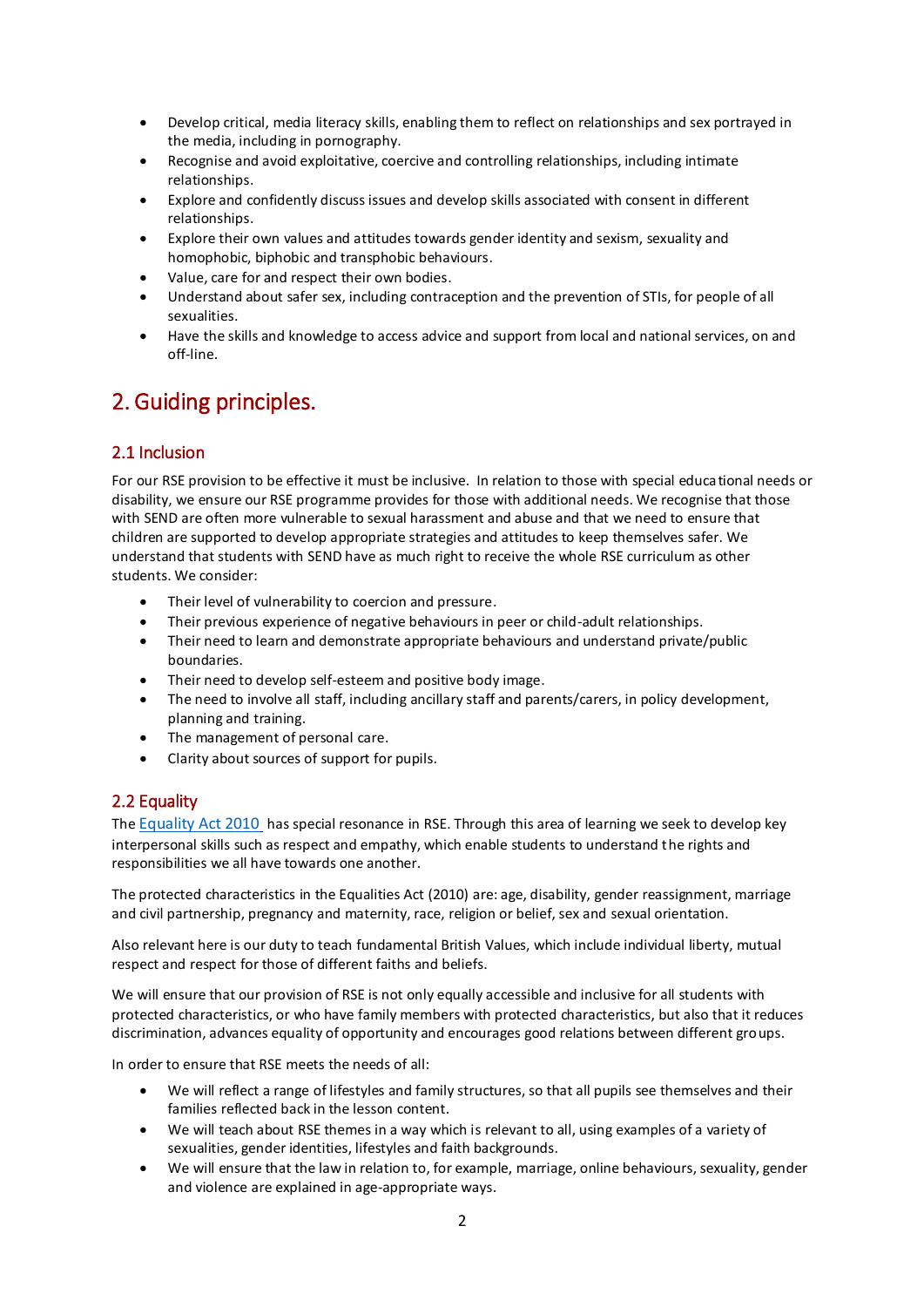- Develop critical, media literacy skills, enabling them to reflect on relationships and sex portrayed in the media, including in pornography.
- Recognise and avoid exploitative, coercive and controlling relationships, including intimate relationships.
- Explore and confidently discuss issues and develop skills associated with consent in different relationships.
- Explore their own values and attitudes towards gender identity and sexism, sexuality and homophobic, biphobic and transphobic behaviours.
- Value, care for and respect their own bodies.
- Understand about safer sex, including contraception and the prevention of STIs, for people of all sexualities.
- Have the skills and knowledge to access advice and support from local and national services, on and off-line.

# 2. Guiding principles.

## 2.1 Inclusion

For our RSE provision to be effective it must be inclusive. In relation to those with special educational needs or disability, we ensure our RSE programme provides for those with additional needs. We recognise that those with SEND are often more vulnerable to sexual harassment and abuse and that we need to ensure that children are supported to develop appropriate strategies and attitudes to keep themselves safer. We understand that students with SEND have as much right to receive the whole RSE curriculum as other students. We consider:

- Their level of vulnerability to coercion and pressure.
- Their previous experience of negative behaviours in peer or child-adult relationships.
- Their need to learn and demonstrate appropriate behaviours and understand private/public boundaries.
- Their need to develop self-esteem and positive body image.
- The need to involve all staff, including ancillary staff and parents/carers, in policy development, planning and training.
- The management of personal care.
- Clarity about sources of support for pupils.

## 2.2 Equality

The Equality Act 2010 has special resonance in RSE. Through this area of learning we seek to develop key interpersonal skills such as respect and empathy, which enable students to understand the rights and responsibilities we all have towards one another.

The protected characteristics in the Equalities Act (2010) are: age, disability, gender reassignment, marriage and civil partnership, pregnancy and maternity, race, religion or belief, sex and sexual orientation.

Also relevant here is our duty to teach fundamental British Values, which include individual liberty, mutual respect and respect for those of different faiths and beliefs.

We will ensure that our provision of RSE is not only equally accessible and inclusive for all students with protected characteristics, or who have family members with protected characteristics, but also that it reduces discrimination, advances equality of opportunity and encourages good relations between different groups.

In order to ensure that RSE meets the needs of all:

- We will reflect a range of lifestyles and family structures, so that all pupils see themselves and their families reflected back in the lesson content.
- We will teach about RSE themes in a way which is relevant to all, using examples of a variety of sexualities, gender identities, lifestyles and faith backgrounds.
- We will ensure that the law in relation to, for example, marriage, online behaviours, sexuality, gender and violence are explained in age-appropriate ways.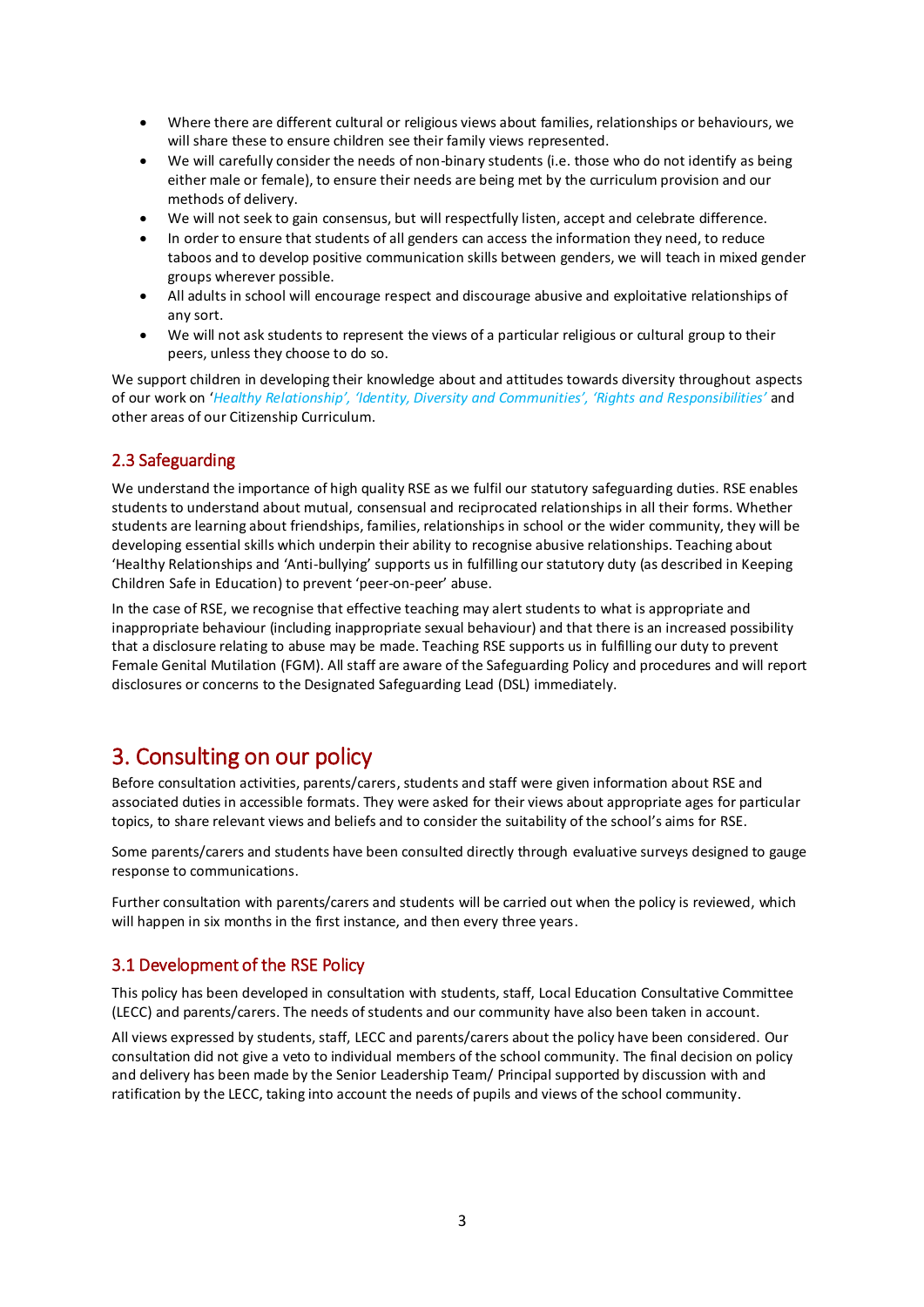- Where there are different cultural or religious views about families, relationships or behaviours, we will share these to ensure children see their family views represented.
- We will carefully consider the needs of non-binary students (i.e. those who do not identify as being either male or female), to ensure their needs are being met by the curriculum provision and our methods of delivery.
- We will not seek to gain consensus, but will respectfully listen, accept and celebrate difference.
- In order to ensure that students of all genders can access the information they need, to reduce taboos and to develop positive communication skills between genders, we will teach in mixed gender groups wherever possible.
- All adults in school will encourage respect and discourage abusive and exploitative relationships of any sort.
- We will not ask students to represent the views of a particular religious or cultural group to their peers, unless they choose to do so.

We support children in developing their knowledge about and attitudes towards diversity throughout aspects of our work on '*Healthy Relationship', 'Identity, Diversity and Communities', 'Rights and Responsibilities'* and other areas of our Citizenship Curriculum.

### 2.3 Safeguarding

We understand the importance of high quality RSE as we fulfil our statutory safeguarding duties. RSE enables students to understand about mutual, consensual and reciprocated relationships in all their forms. Whether students are learning about friendships, families, relationships in school or the wider community, they will be developing essential skills which underpin their ability to recognise abusive relationships. Teaching about 'Healthy Relationships and 'Anti-bullying' supports us in fulfilling our statutory duty (as described in Keeping Children Safe in Education) to prevent 'peer-on-peer' abuse.

In the case of RSE, we recognise that effective teaching may alert students to what is appropriate and inappropriate behaviour (including inappropriate sexual behaviour) and that there is an increased possibility that a disclosure relating to abuse may be made. Teaching RSE supports us in fulfilling our duty to prevent Female Genital Mutilation (FGM). All staff are aware of the Safeguarding Policy and procedures and will report disclosures or concerns to the Designated Safeguarding Lead (DSL) immediately.

## 3. Consulting on our policy

Before consultation activities, parents/carers, students and staff were given information about RSE and associated duties in accessible formats. They were asked for their views about appropriate ages for particular topics, to share relevant views and beliefs and to consider the suitability of the school's aims for RSE.

Some parents/carers and students have been consulted directly through evaluative surveys designed to gauge response to communications.

Further consultation with parents/carers and students will be carried out when the policy is reviewed, which will happen in six months in the first instance, and then every three years.

### 3.1 Development of the RSE Policy

This policy has been developed in consultation with students, staff, Local Education Consultative Committee (LECC) and parents/carers. The needs of students and our community have also been taken in account.

All views expressed by students, staff, LECC and parents/carers about the policy have been considered. Our consultation did not give a veto to individual members of the school community. The final decision on policy and delivery has been made by the Senior Leadership Team/ Principal supported by discussion with and ratification by the LECC, taking into account the needs of pupils and views of the school community.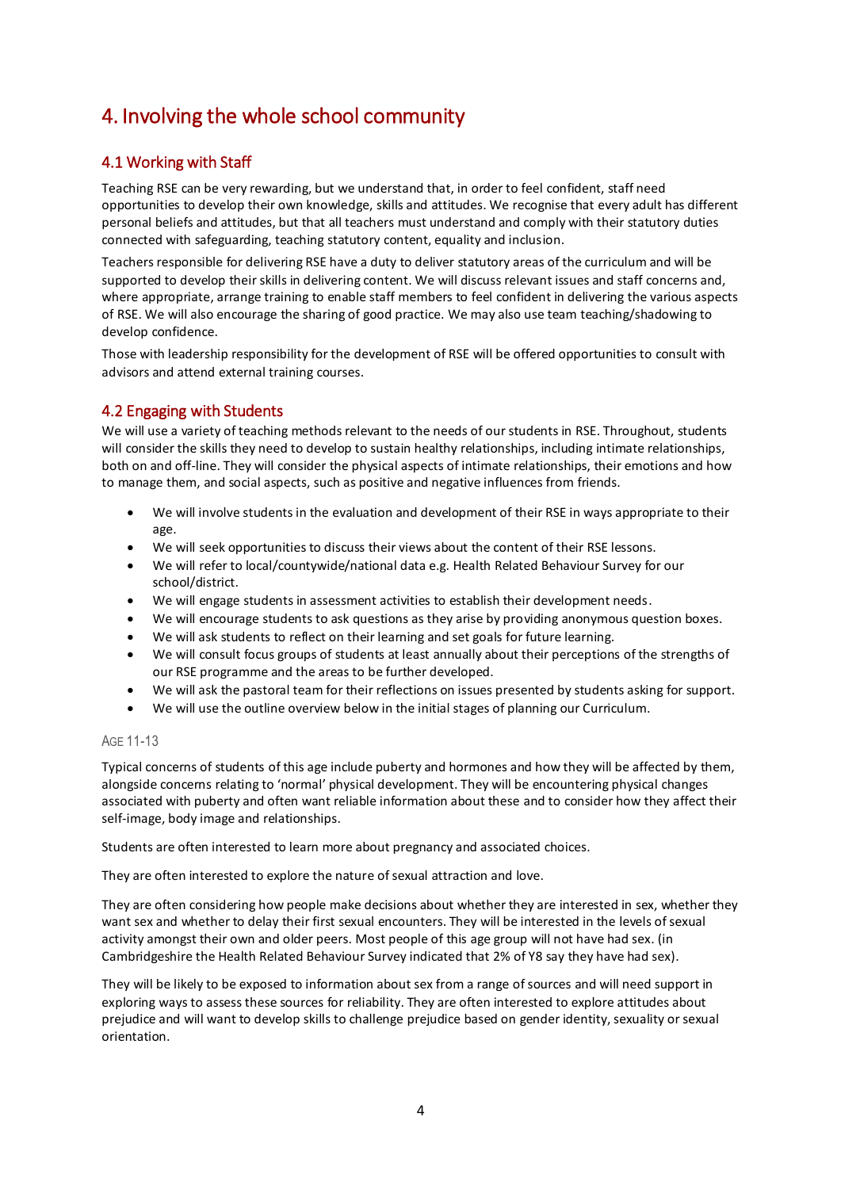# 4. Involving the whole school community

## 4.1 Working with Staff

Teaching RSE can be very rewarding, but we understand that, in order to feel confident, staff need opportunities to develop their own knowledge, skills and attitudes. We recognise that every adult has different personal beliefs and attitudes, but that all teachers must understand and comply with their statutory duties connected with safeguarding, teaching statutory content, equality and inclusion.

Teachers responsible for delivering RSE have a duty to deliver statutory areas of the curriculum and will be supported to develop their skills in delivering content. We will discuss relevant issues and staff concerns and, where appropriate, arrange training to enable staff members to feel confident in delivering the various aspects of RSE. We will also encourage the sharing of good practice. We may also use team teaching/shadowing to develop confidence.

Those with leadership responsibility for the development of RSE will be offered opportunities to consult with advisors and attend external training courses.

## 4.2 Engaging with Students

We will use a variety of teaching methods relevant to the needs of our students in RSE. Throughout, students will consider the skills they need to develop to sustain healthy relationships, including intimate relationships, both on and off-line. They will consider the physical aspects of intimate relationships, their emotions and how to manage them, and social aspects, such as positive and negative influences from friends.

- We will involve students in the evaluation and development of their RSE in ways appropriate to their age.
- We will seek opportunities to discuss their views about the content of their RSE lessons.
- We will refer to local/countywide/national data e.g. Health Related Behaviour Survey for our school/district.
- We will engage students in assessment activities to establish their development needs.
- We will encourage students to ask questions as they arise by providing anonymous question boxes.
- We will ask students to reflect on their learning and set goals for future learning.
- We will consult focus groups of students at least annually about their perceptions of the strengths of our RSE programme and the areas to be further developed.
- We will ask the pastoral team for their reflections on issues presented by students asking for support.
- We will use the outline overview below in the initial stages of planning our Curriculum.

### Age 11-13

Typical concerns of students of this age include puberty and hormones and how they will be affected by them, alongside concerns relating to 'normal' physical development. They will be encountering physical changes associated with puberty and often want reliable information about these and to consider how they affect their self-image, body image and relationships.

Students are often interested to learn more about pregnancy and associated choices.

They are often interested to explore the nature of sexual attraction and love.

They are often considering how people make decisions about whether they are interested in sex, whether they want sex and whether to delay their first sexual encounters. They will be interested in the levels of sexual activity amongst their own and older peers. Most people of this age group will not have had sex. (in Cambridgeshire the Health Related Behaviour Survey indicated that 2% of Y8 say they have had sex).

They will be likely to be exposed to information about sex from a range of sources and will need support in exploring ways to assess these sources for reliability. They are often interested to explore attitudes about prejudice and will want to develop skills to challenge prejudice based on gender identity, sexuality or sexual orientation.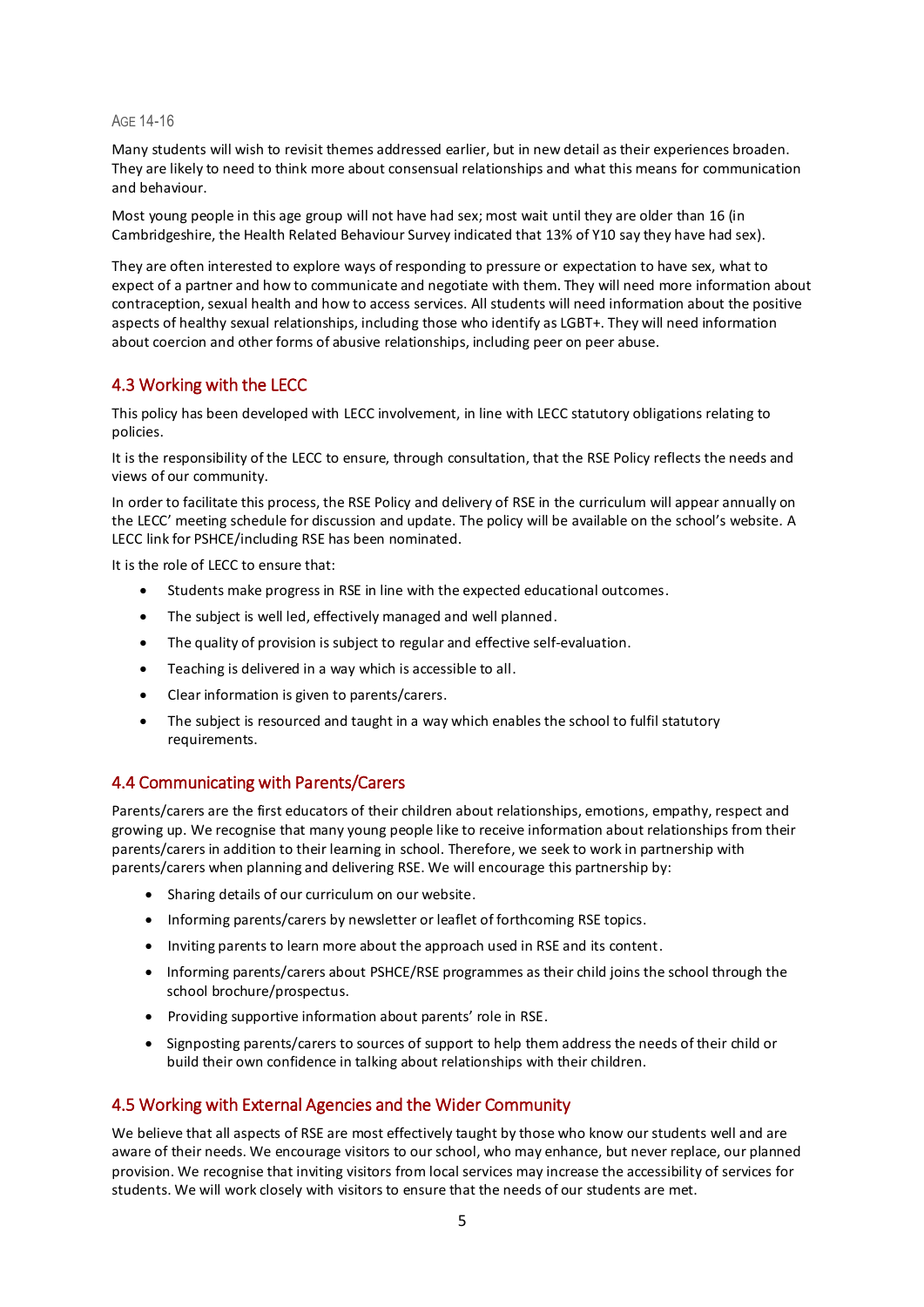### Age 14-16

Many students will wish to revisit themes addressed earlier, but in new detail as their experiences broaden. They are likely to need to think more about consensual relationships and what this means for communication and behaviour.

Most young people in this age group will not have had sex; most wait until they are older than 16 (in Cambridgeshire, the Health Related Behaviour Survey indicated that 13% of Y10 say they have had sex).

They are often interested to explore ways of responding to pressure or expectation to have sex, what to expect of a partner and how to communicate and negotiate with them. They will need more information about contraception, sexual health and how to access services. All students will need information about the positive aspects of healthy sexual relationships, including those who identify as LGBT+. They will need information about coercion and other forms of abusive relationships, including peer on peer abuse.

## 4.3 Working with the LECC

This policy has been developed with LECC involvement, in line with LECC statutory obligations relating to policies.

It is the responsibility of the LECC to ensure, through consultation, that the RSE Policy reflects the needs and views of our community.

In order to facilitate this process, the RSE Policy and delivery of RSE in the curriculum will appear annually on the LECC' meeting schedule for discussion and update. The policy will be available on the school's website. A LECC link for PSHCE/including RSE has been nominated.

It is the role of LECC to ensure that:

- Students make progress in RSE in line with the expected educational outcomes.
- The subject is well led, effectively managed and well planned.
- The quality of provision is subject to regular and effective self-evaluation.
- Teaching is delivered in a way which is accessible to all.
- Clear information is given to parents/carers.
- The subject is resourced and taught in a way which enables the school to fulfil statutory requirements.

## 4.4 Communicating with Parents/Carers

Parents/carers are the first educators of their children about relationships, emotions, empathy, respect and growing up. We recognise that many young people like to receive information about relationships from their parents/carers in addition to their learning in school. Therefore, we seek to work in partnership with parents/carers when planning and delivering RSE. We will encourage this partnership by:

- Sharing details of our curriculum on our website.
- Informing parents/carers by newsletter or leaflet of forthcoming RSE topics.
- Inviting parents to learn more about the approach used in RSE and its content.
- Informing parents/carers about PSHCE/RSE programmes as their child joins the school through the school brochure/prospectus.
- Providing supportive information about parents' role in RSE.
- Signposting parents/carers to sources of support to help them address the needs of their child or build their own confidence in talking about relationships with their children.

## 4.5 Working with External Agencies and the Wider Community

We believe that all aspects of RSE are most effectively taught by those who know our students well and are aware of their needs. We encourage visitors to our school, who may enhance, but never replace, our planned provision. We recognise that inviting visitors from local services may increase the accessibility of services for students. We will work closely with visitors to ensure that the needs of our students are met.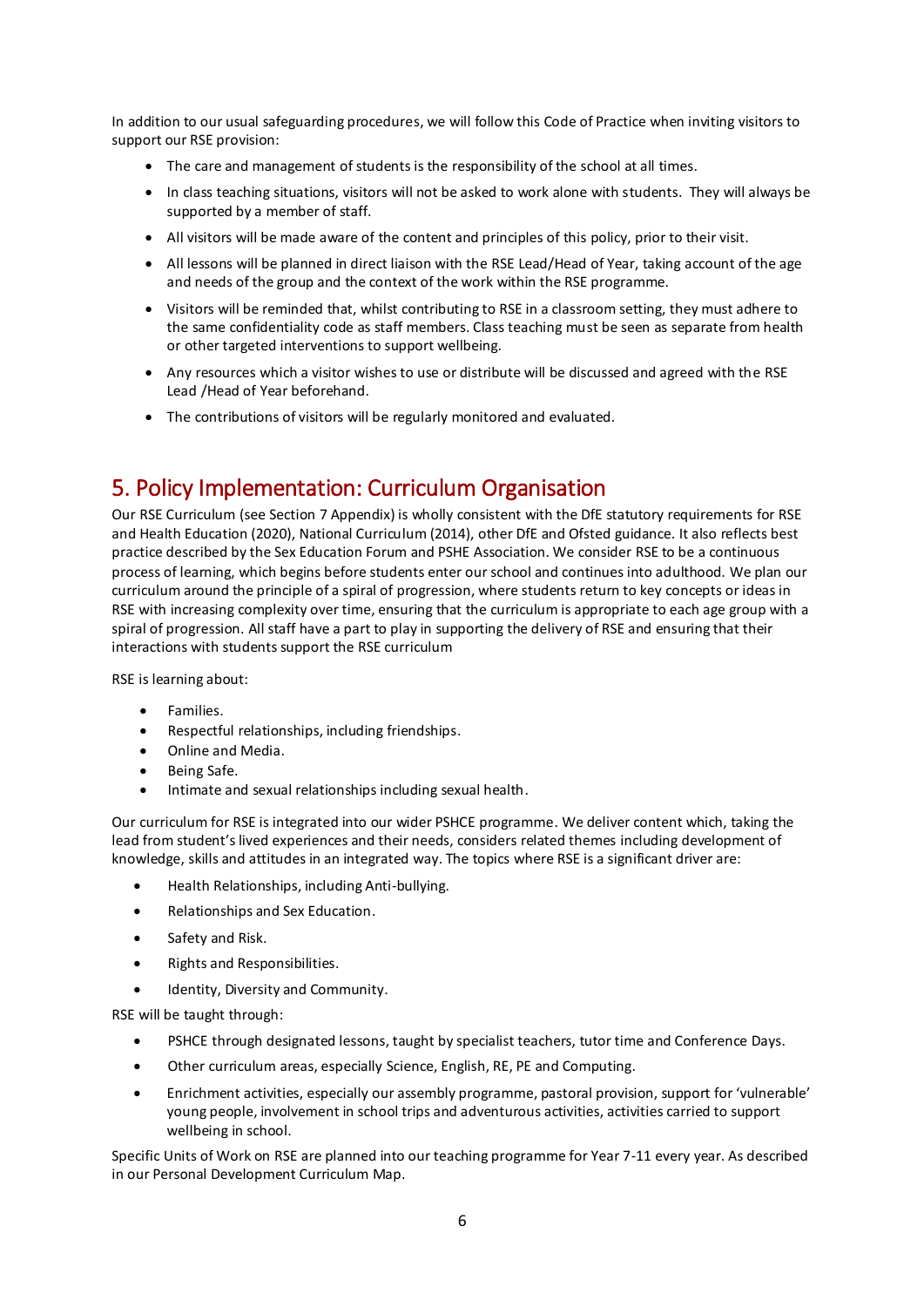In addition to our usual safeguarding procedures, we will follow this Code of Practice when inviting visitors to support our RSE provision:

- The care and management of students is the responsibility of the school at all times.
- In class teaching situations, visitors will not be asked to work alone with students. They will always be supported by a member of staff.
- All visitors will be made aware of the content and principles of this policy, prior to their visit.
- All lessons will be planned in direct liaison with the RSE Lead/Head of Year, taking account of the age and needs of the group and the context of the work within the RSE programme.
- Visitors will be reminded that, whilst contributing to RSE in a classroom setting, they must adhere to the same confidentiality code as staff members. Class teaching must be seen as separate from health or other targeted interventions to support wellbeing.
- Any resources which a visitor wishes to use or distribute will be discussed and agreed with the RSE Lead /Head of Year beforehand.
- The contributions of visitors will be regularly monitored and evaluated.

## 5. Policy Implementation: Curriculum Organisation

Our RSE Curriculum (see Section 7 Appendix) is wholly consistent with the DfE statutory requirements for RSE and Health Education (2020), National Curriculum (2014), other DfE and Ofsted guidance. It also reflects best practice described by the Sex Education Forum and PSHE Association. We consider RSE to be a continuous process of learning, which begins before students enter our school and continues into adulthood. We plan our curriculum around the principle of a spiral of progression, where students return to key concepts or ideas in RSE with increasing complexity over time, ensuring that the curriculum is appropriate to each age group with a spiral of progression. All staff have a part to play in supporting the delivery of RSE and ensuring that their interactions with students support the RSE curriculum

RSE is learning about:

- Families.
- Respectful relationships, including friendships.
- Online and Media.
- Being Safe.
- Intimate and sexual relationships including sexual health.

Our curriculum for RSE is integrated into our wider PSHCE programme. We deliver content which, taking the lead from student's lived experiences and their needs, considers related themes including development of knowledge, skills and attitudes in an integrated way. The topics where RSE is a significant driver are:

- Health Relationships, including Anti-bullying.
- Relationships and Sex Education.
- Safety and Risk.
- Rights and Responsibilities.
- Identity, Diversity and Community.

RSE will be taught through:

- PSHCE through designated lessons, taught by specialist teachers, tutor time and Conference Days.
- Other curriculum areas, especially Science, English, RE, PE and Computing.
- Enrichment activities, especially our assembly programme, pastoral provision, support for 'vulnerable' young people, involvement in school trips and adventurous activities, activities carried to support wellbeing in school.

Specific Units of Work on RSE are planned into our teaching programme for Year 7-11 every year. As described in our Personal Development Curriculum Map.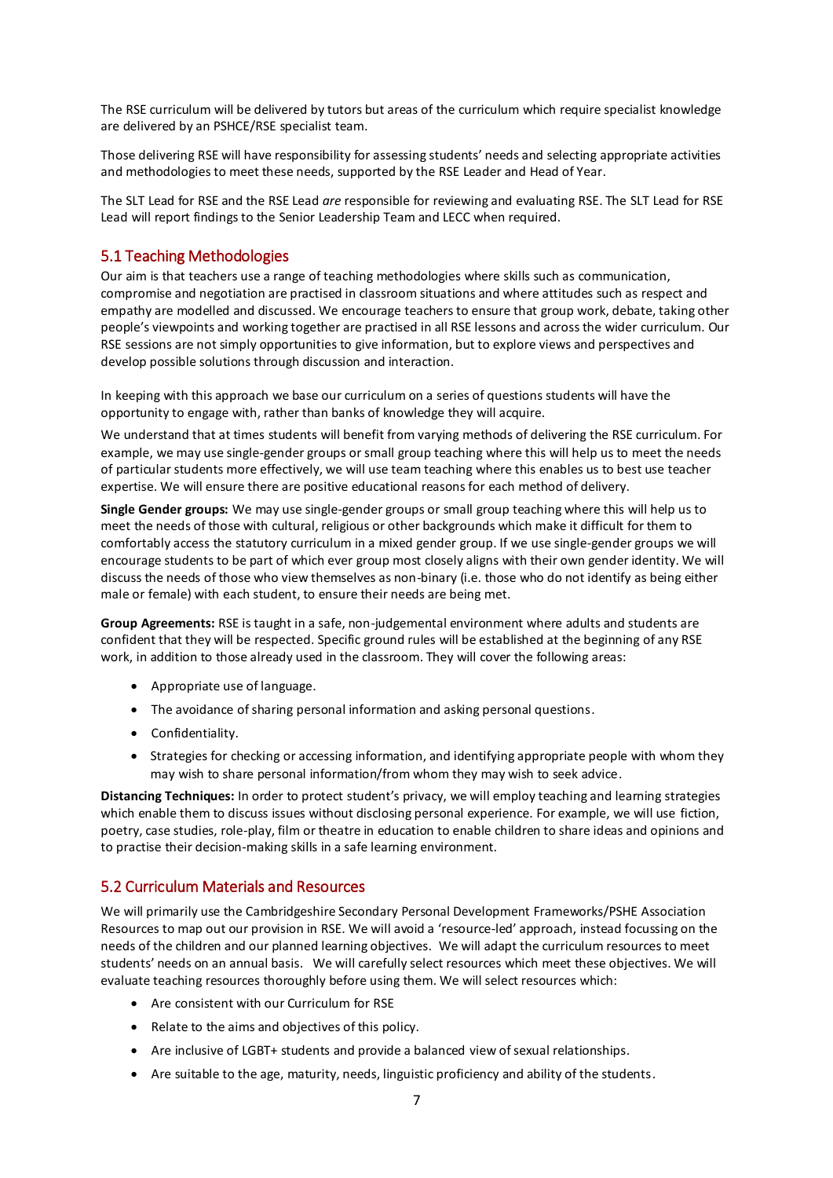The RSE curriculum will be delivered by tutors but areas of the curriculum which require specialist knowledge are delivered by an PSHCE/RSE specialist team.

Those delivering RSE will have responsibility for assessing students' needs and selecting appropriate activities and methodologies to meet these needs, supported by the RSE Leader and Head of Year.

The SLT Lead for RSE and the RSE Lead *are* responsible for reviewing and evaluating RSE. The SLT Lead for RSE Lead will report findings to the Senior Leadership Team and LECC when required.

## 5.1 Teaching Methodologies

Our aim is that teachers use a range of teaching methodologies where skills such as communication, compromise and negotiation are practised in classroom situations and where attitudes such as respect and empathy are modelled and discussed. We encourage teachers to ensure that group work, debate, taking other people's viewpoints and working together are practised in all RSE lessons and across the wider curriculum. Our RSE sessions are not simply opportunities to give information, but to explore views and perspectives and develop possible solutions through discussion and interaction.

In keeping with this approach we base our curriculum on a series of questions students will have the opportunity to engage with, rather than banks of knowledge they will acquire.

We understand that at times students will benefit from varying methods of delivering the RSE curriculum. For example, we may use single-gender groups or small group teaching where this will help us to meet the needs of particular students more effectively, we will use team teaching where this enables us to best use teacher expertise. We will ensure there are positive educational reasons for each method of delivery.

**Single Gender groups:** We may use single-gender groups or small group teaching where this will help us to meet the needs of those with cultural, religious or other backgrounds which make it difficult for them to comfortably access the statutory curriculum in a mixed gender group. If we use single-gender groups we will encourage students to be part of which ever group most closely aligns with their own gender identity. We will discuss the needs of those who view themselves as non-binary (i.e. those who do not identify as being either male or female) with each student, to ensure their needs are being met.

**Group Agreements:** RSE is taught in a safe, non-judgemental environment where adults and students are confident that they will be respected. Specific ground rules will be established at the beginning of any RSE work, in addition to those already used in the classroom. They will cover the following areas:

- Appropriate use of language.
- The avoidance of sharing personal information and asking personal questions.
- Confidentiality.
- Strategies for checking or accessing information, and identifying appropriate people with whom they may wish to share personal information/from whom they may wish to seek advice.

**Distancing Techniques:** In order to protect student's privacy, we will employ teaching and learning strategies which enable them to discuss issues without disclosing personal experience. For example, we will use fiction, poetry, case studies, role-play, film or theatre in education to enable children to share ideas and opinions and to practise their decision-making skills in a safe learning environment.

## 5.2 Curriculum Materials and Resources

We will primarily use the Cambridgeshire Secondary Personal Development Frameworks/PSHE Association Resources to map out our provision in RSE. We will avoid a 'resource-led' approach, instead focussing on the needs of the children and our planned learning objectives. We will adapt the curriculum resources to meet students' needs on an annual basis. We will carefully select resources which meet these objectives. We will evaluate teaching resources thoroughly before using them. We will select resources which:

- Are consistent with our Curriculum for RSE
- Relate to the aims and objectives of this policy.
- Are inclusive of LGBT+ students and provide a balanced view of sexual relationships.
- Are suitable to the age, maturity, needs, linguistic proficiency and ability of the students.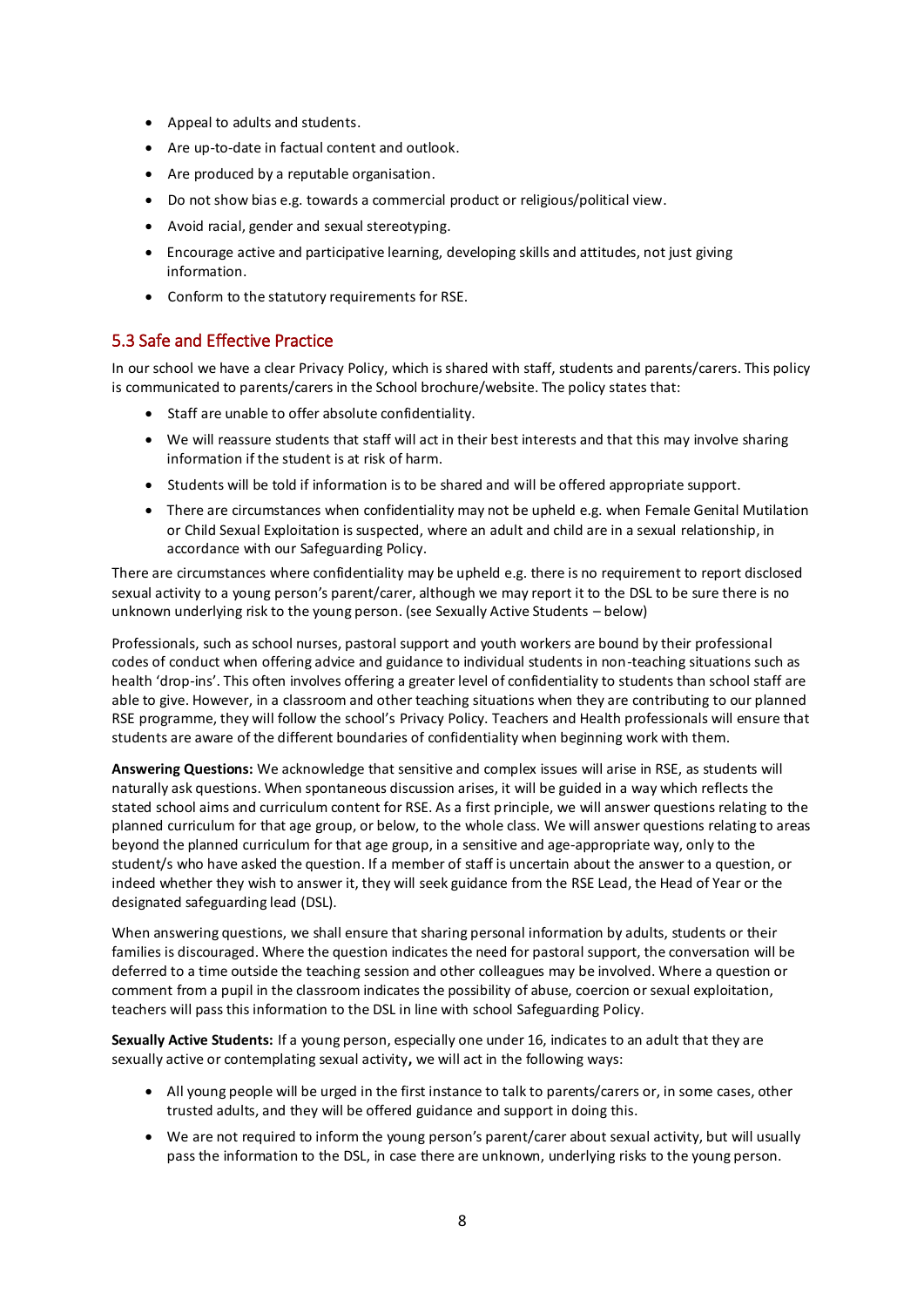- Appeal to adults and students.
- Are up-to-date in factual content and outlook.
- Are produced by a reputable organisation.
- Do not show bias e.g. towards a commercial product or religious/political view.
- Avoid racial, gender and sexual stereotyping.
- Encourage active and participative learning, developing skills and attitudes, not just giving information.
- Conform to the statutory requirements for RSE.

## 5.3 Safe and Effective Practice

In our school we have a clear Privacy Policy, which is shared with staff, students and parents/carers. This policy is communicated to parents/carers in the School brochure/website. The policy states that:

- Staff are unable to offer absolute confidentiality.
- We will reassure students that staff will act in their best interests and that this may involve sharing information if the student is at risk of harm.
- Students will be told if information is to be shared and will be offered appropriate support.
- There are circumstances when confidentiality may not be upheld e.g. when Female Genital Mutilation or Child Sexual Exploitation is suspected, where an adult and child are in a sexual relationship, in accordance with our Safeguarding Policy.

There are circumstances where confidentiality may be upheld e.g. there is no requirement to report disclosed sexual activity to a young person's parent/carer, although we may report it to the DSL to be sure there is no unknown underlying risk to the young person. (see Sexually Active Students – below)

Professionals, such as school nurses, pastoral support and youth workers are bound by their professional codes of conduct when offering advice and guidance to individual students in non-teaching situations such as health 'drop-ins'. This often involves offering a greater level of confidentiality to students than school staff are able to give. However, in a classroom and other teaching situations when they are contributing to our planned RSE programme, they will follow the school's Privacy Policy. Teachers and Health professionals will ensure that students are aware of the different boundaries of confidentiality when beginning work with them.

**Answering Questions:** We acknowledge that sensitive and complex issues will arise in RSE, as students will naturally ask questions. When spontaneous discussion arises, it will be guided in a way which reflects the stated school aims and curriculum content for RSE. As a first principle, we will answer questions relating to the planned curriculum for that age group, or below, to the whole class. We will answer questions relating to areas beyond the planned curriculum for that age group, in a sensitive and age-appropriate way, only to the student/s who have asked the question. If a member of staff is uncertain about the answer to a question, or indeed whether they wish to answer it, they will seek guidance from the RSE Lead, the Head of Year or the designated safeguarding lead (DSL).

When answering questions, we shall ensure that sharing personal information by adults, students or their families is discouraged. Where the question indicates the need for pastoral support, the conversation will be deferred to a time outside the teaching session and other colleagues may be involved. Where a question or comment from a pupil in the classroom indicates the possibility of abuse, coercion or sexual exploitation, teachers will pass this information to the DSL in line with school Safeguarding Policy.

**Sexually Active Students:** If a young person, especially one under 16, indicates to an adult that they are sexually active or contemplating sexual activity**,** we will act in the following ways:

- All young people will be urged in the first instance to talk to parents/carers or, in some cases, other trusted adults, and they will be offered guidance and support in doing this.
- We are not required to inform the young person's parent/carer about sexual activity, but will usually pass the information to the DSL, in case there are unknown, underlying risks to the young person.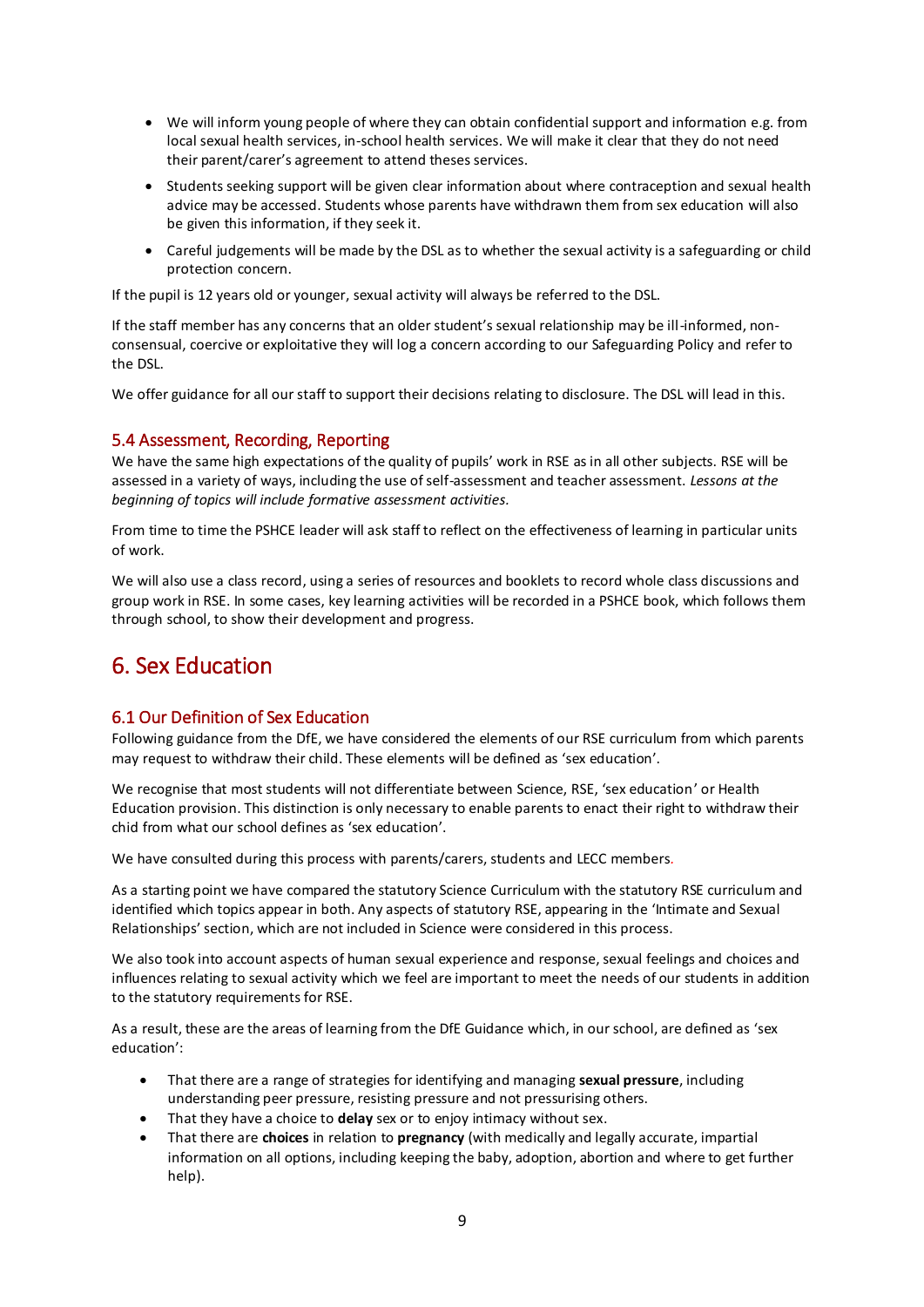- We will inform young people of where they can obtain confidential support and information e.g. from local sexual health services, in-school health services. We will make it clear that they do not need their parent/carer's agreement to attend theses services.
- Students seeking support will be given clear information about where contraception and sexual health advice may be accessed. Students whose parents have withdrawn them from sex education will also be given this information, if they seek it.
- Careful judgements will be made by the DSL as to whether the sexual activity is a safeguarding or child protection concern.

If the pupil is 12 years old or younger, sexual activity will always be referred to the DSL.

If the staff member has any concerns that an older student's sexual relationship may be ill-informed, non-consensual, coercive or exploitative they will log a concern according to our Safeguarding Policy and refer to the DSL.

We offer guidance for all our staff to support their decisions relating to disclosure. The DSL will lead in this.

### 5.4 Assessment, Recording, Reporting

We have the same high expectations of the quality of pupils' work in RSE as in all other subjects. RSE will be assessed in a variety of ways, including the use of self-assessment and teacher assessment. *Lessons at the beginning of topics will include formative assessment activities.*

From time to time the PSHCE leader will ask staff to reflect on the effectiveness of learning in particular units of work.

We will also use a class record, using a series of resources and booklets to record whole class discussions and group work in RSE. In some cases, key learning activities will be recorded in a PSHCE book, which follows them through school, to show their development and progress.

## 6. Sex Education

### 6.1 Our Definition of Sex Education

Following guidance from the DfE, we have considered the elements of our RSE curriculum from which parents may request to withdraw their child. These elements will be defined as 'sex education'.

We recognise that most students will not differentiate between Science, RSE, 'sex education' or Health Education provision. This distinction is only necessary to enable parents to enact their right to withdraw their chid from what our school defines as 'sex education'.

We have consulted during this process with parents/carers, students and LECC members.

As a starting point we have compared the statutory Science Curriculum with the statutory RSE curriculum and identified which topics appear in both. Any aspects of statutory RSE, appearing in the 'Intimate and Sexual Relationships' section, which are not included in Science were considered in this process.

We also took into account aspects of human sexual experience and response, sexual feelings and choices and influences relating to sexual activity which we feel are important to meet the needs of our students in addition to the statutory requirements for RSE.

As a result, these are the areas of learning from the DfE Guidance which, in our school, are defined as 'sex education':

- That there are a range of strategies for identifying and managing **sexual pressure**, including understanding peer pressure, resisting pressure and not pressurising others.
- That they have a choice to **delay** sex or to enjoy intimacy without sex.
- That there are **choices** in relation to **pregnancy** (with medically and legally accurate, impartial information on all options, including keeping the baby, adoption, abortion and where to get further help).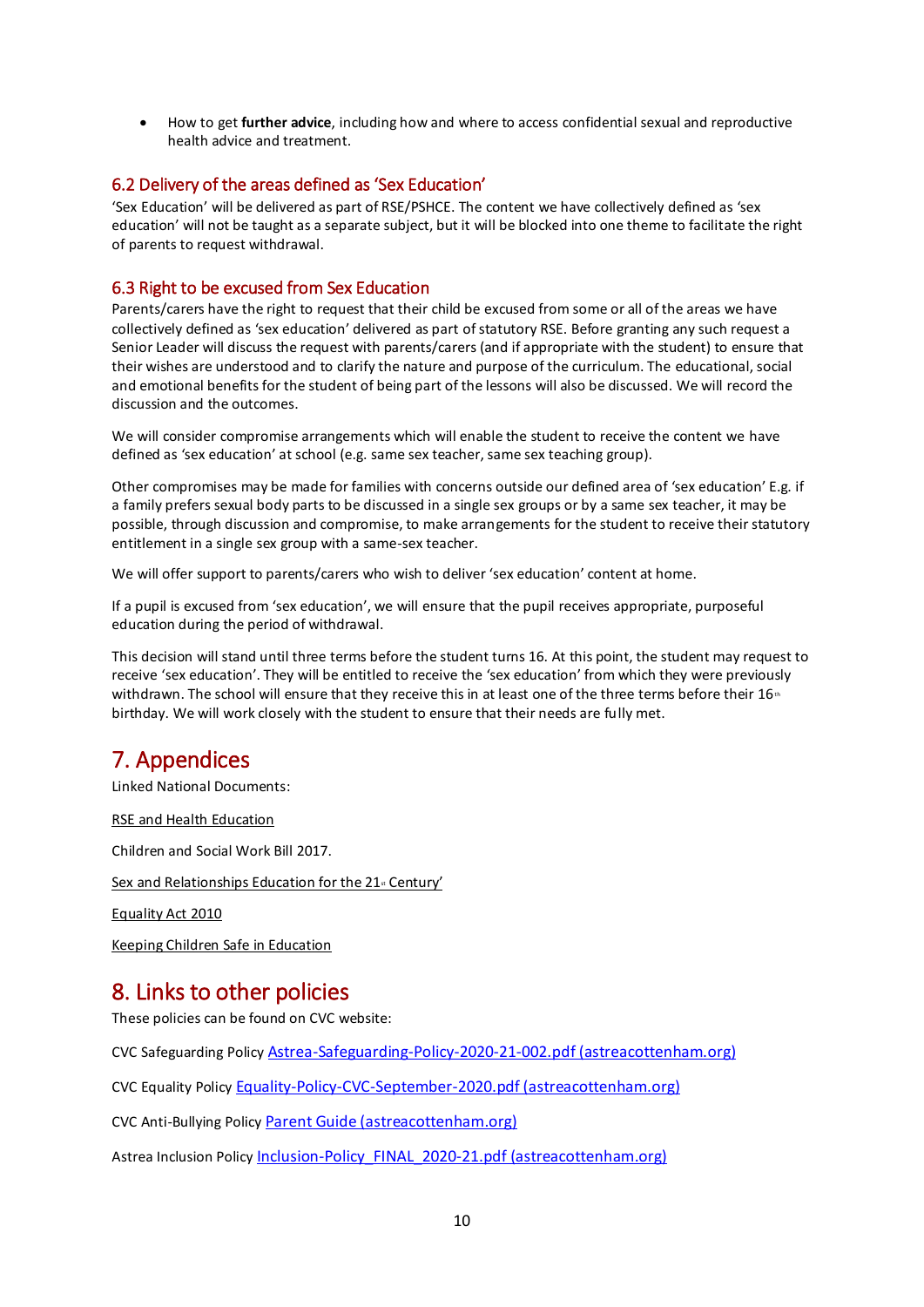- How to get **further advice**, including how and where to access confidential sexual and reproductive health advice and treatment.

### 6.2 Delivery of the areas defined as 'Sex Education'

'Sex Education' will be delivered as part of RSE/PSHCE. The content we have collectively defined as 'sex education' will not be taught as a separate subject, but it will be blocked into one theme to facilitate the right of parents to request withdrawal.

### 6.3 Right to be excused from Sex Education

Parents/carers have the right to request that their child be excused from some or all of the areas we have collectively defined as 'sex education' delivered as part of statutory RSE. Before granting any such request a Senior Leader will discuss the request with parents/carers (and if appropriate with the student) to ensure that their wishes are understood and to clarify the nature and purpose of the curriculum. The educational, social and emotional benefits for the student of being part of the lessons will also be discussed. We will record the discussion and the outcomes.

We will consider compromise arrangements which will enable the student to receive the content we have defined as 'sex education' at school (e.g. same sex teacher, same sex teaching group).

Other compromises may be made for families with concerns outside our defined area of 'sex education' E.g. if a family prefers sexual body parts to be discussed in a single sex groups or by a same sex teacher, it may be possible, through discussion and compromise, to make arrangements for the student to receive their statutory entitlement in a single sex group with a same-sex teacher.

We will offer support to parents/carers who wish to deliver 'sex education' content at home.

If a pupil is excused from 'sex education', we will ensure that the pupil receives appropriate, purposeful education during the period of withdrawal.

This decision will stand until three terms before the student turns 16. At this point, the student may request to receive 'sex education'. They will be entitled to receive the 'sex education' from which they were previously withdrawn. The school will ensure that they receive this in at least one of the three terms before their 16th birthday. We will work closely with the student to ensure that their needs are fully met.

## 7. Appendices

Linked National Documents:

RSE and Health Education

Children and Social Work Bill 2017.

Sex and Relationships Education for the 21st Century'

Equality Act 2010

Keeping Children Safe in Education

## 8. Links to other policies

These policies can be found on CVC website:

CVC Safeguarding Policy Astrea-Safeguarding-Policy-2020-21-002.pdf (astreacottenham.org)

CVC Equality Policy Equality-Policy-CVC-September-2020.pdf (astreacottenham.org)

CVC Anti-Bullying Policy Parent Guide (astreacottenham.org)

Astrea Inclusion Policy Inclusion-Policy_FINAL_2020-21.pdf (astreacottenham.org)